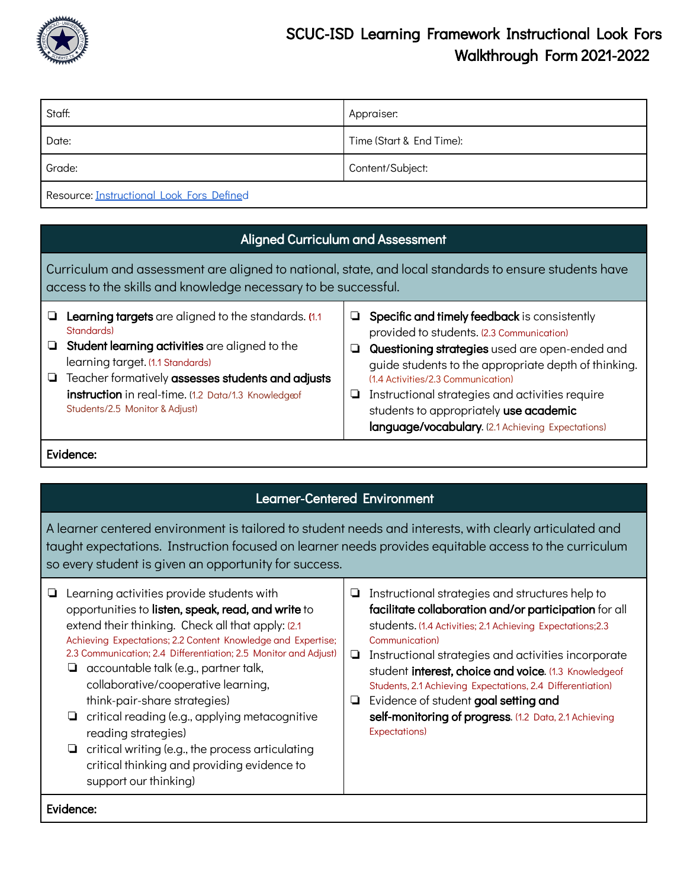# SCUC-ISD Learning Framework Instructional Look Fors Walkthrough Form 2021-2022

| Staff: | Appraiser: |
| --- | --- |
| Date: | Time (Start & End Time): |
| Grade: | Content/Subject: |
| Resource: [Instructional Look Fors Defined]() | |

## Aligned Curriculum and Assessment

Curriculum and assessment are aligned to national, state, and local standards to ensure students have access to the skills and knowledge necessary to be successful.

- ❏ **Learning targets** are aligned to the standards. (1.1 Standards)
- ❏ **Student learning activities** are aligned to the learning target. (1.1 Standards)
- ❏ Teacher formatively **assesses students and adjusts instruction** in real-time. (1.2 Data/1.3 Knowledge of Students/2.5 Monitor & Adjust)
- ❏ **Specific and timely feedback** is consistently provided to students. (2.3 Communication)
- ❏ **Questioning strategies** used are open-ended and guide students to the appropriate depth of thinking. (1.4 Activities/2.3 Communication)
- ❏ Instructional strategies and activities require students to appropriately **use academic language/vocabulary**. (2.1 Achieving Expectations)

**Evidence:**

## Learner-Centered Environment

A learner centered environment is tailored to student needs and interests, with clearly articulated and taught expectations. Instruction focused on learner needs provides equitable access to the curriculum so every student is given an opportunity for success.

- ❏ Learning activities provide students with opportunities to **listen, speak, read, and write** to extend their thinking. Check all that apply: (2.1 Achieving Expectations; 2.2 Content Knowledge and Expertise; 2.3 Communication; 2.4 Differentiation; 2.5 Monitor and Adjust)
  - ❏ accountable talk (e.g., partner talk, collaborative/cooperative learning, think-pair-share strategies)
  - ❏ critical reading (e.g., applying metacognitive reading strategies)
  - ❏ critical writing (e.g., the process articulating critical thinking and providing evidence to support our thinking)
- ❏ Instructional strategies and structures help to **facilitate collaboration and/or participation** for all students. (1.4 Activities; 2.1 Achieving Expectations;2.3 Communication)
- ❏ Instructional strategies and activities incorporate student **interest, choice and voice**. (1.3 Knowledge of Students, 2.1 Achieving Expectations, 2.4 Differentiation)
- ❏ Evidence of student **goal setting and self-monitoring of progress**. (1.2 Data, 2.1 Achieving Expectations)

**Evidence:**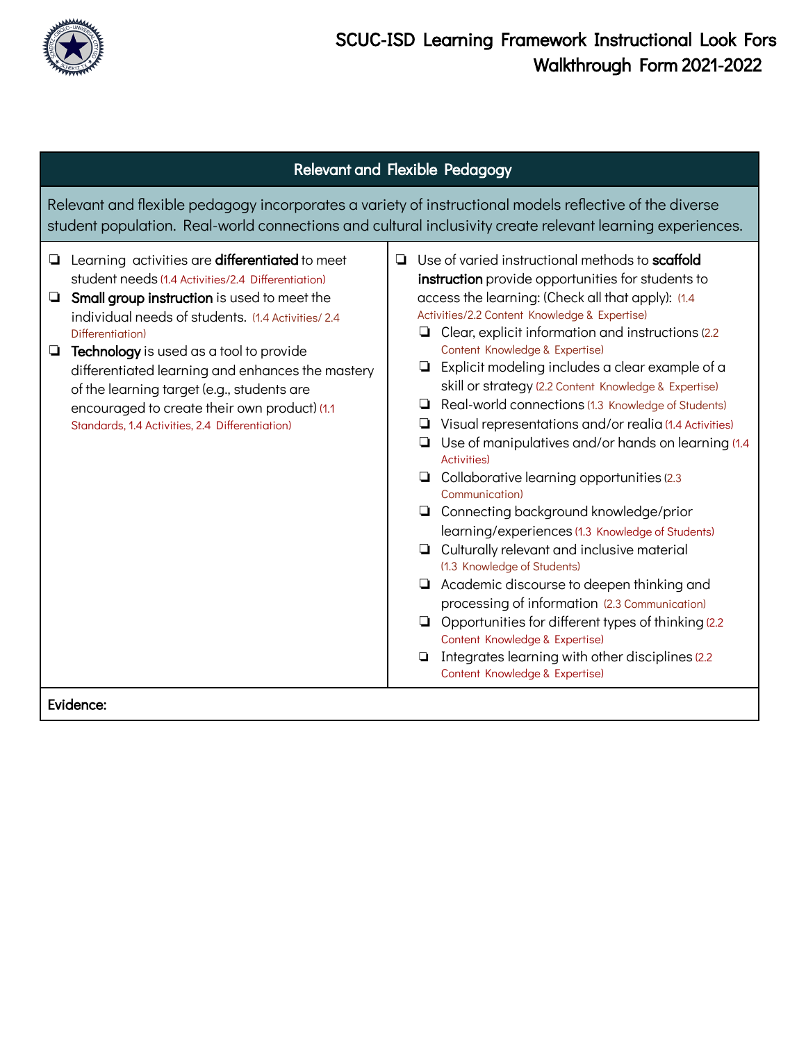# SCUC-ISD Learning Framework Instructional Look Fors Walkthrough Form 2021-2022

## Relevant and Flexible Pedagogy

Relevant and flexible pedagogy incorporates a variety of instructional models reflective of the diverse student population. Real-world connections and cultural inclusivity create relevant learning experiences.

- ❏ Learning activities are **differentiated** to meet student needs (1.4 Activities/2.4 Differentiation)
- ❏ **Small group instruction** is used to meet the individual needs of students. (1.4 Activities/ 2.4 Differentiation)
- ❏ **Technology** is used as a tool to provide differentiated learning and enhances the mastery of the learning target (e.g., students are encouraged to create their own product) (1.1 Standards, 1.4 Activities, 2.4 Differentiation)

- ❏ Use of varied instructional methods to **scaffold instruction** provide opportunities for students to access the learning: (Check all that apply): (1.4 Activities/2.2 Content Knowledge & Expertise)
  - ❏ Clear, explicit information and instructions (2.2 Content Knowledge & Expertise)
  - ❏ Explicit modeling includes a clear example of a skill or strategy (2.2 Content Knowledge & Expertise)
  - ❏ Real-world connections (1.3 Knowledge of Students)
  - ❏ Visual representations and/or realia (1.4 Activities)
  - ❏ Use of manipulatives and/or hands on learning (1.4 Activities)
  - ❏ Collaborative learning opportunities (2.3 Communication)
  - ❏ Connecting background knowledge/prior learning/experiences (1.3 Knowledge of Students)
  - ❏ Culturally relevant and inclusive material (1.3 Knowledge of Students)
  - ❏ Academic discourse to deepen thinking and processing of information (2.3 Communication)
  - ❏ Opportunities for different types of thinking (2.2 Content Knowledge & Expertise)
  - ❏ Integrates learning with other disciplines (2.2 Content Knowledge & Expertise)

**Evidence:**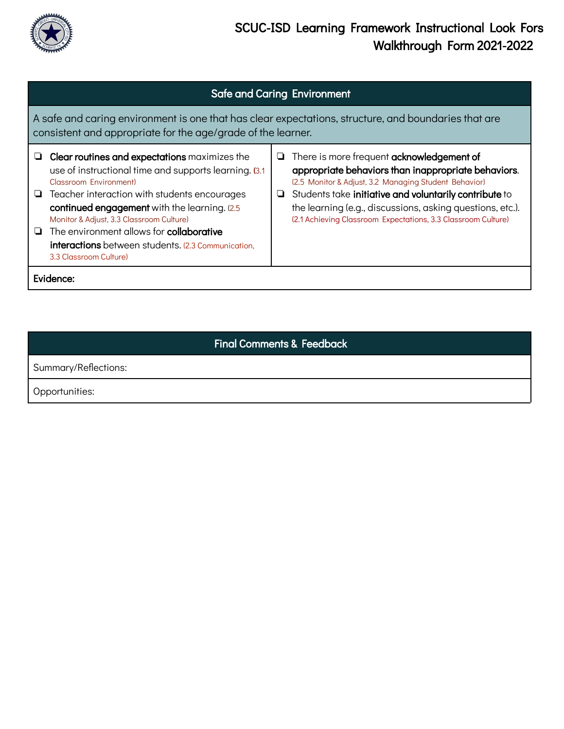# SCUC-ISD Learning Framework Instructional Look Fors Walkthrough Form 2021-2022

| Safe and Caring Environment | |
|---|---|
| A safe and caring environment is one that has clear expectations, structure, and boundaries that are consistent and appropriate for the age/grade of the learner. | |
| ❏ **Clear routines and expectations** maximizes the use of instructional time and supports learning. (3.1 Classroom Environment)<br>❏ Teacher interaction with students encourages **continued engagement** with the learning. (2.5 Monitor & Adjust, 3.3 Classroom Culture)<br>❏ The environment allows for **collaborative interactions** between students. (2.3 Communication, 3.3 Classroom Culture) | ❏ There is more frequent **acknowledgement of appropriate behaviors than inappropriate behaviors**. (2.5 Monitor & Adjust, 3.2 Managing Student Behavior)<br>❏ Students take **initiative and voluntarily contribute** to the learning (e.g., discussions, asking questions, etc.). (2.1 Achieving Classroom Expectations, 3.3 Classroom Culture) |
| **Evidence:** | |

| Final Comments & Feedback |
|---|
| Summary/Reflections: |
| Opportunities: |